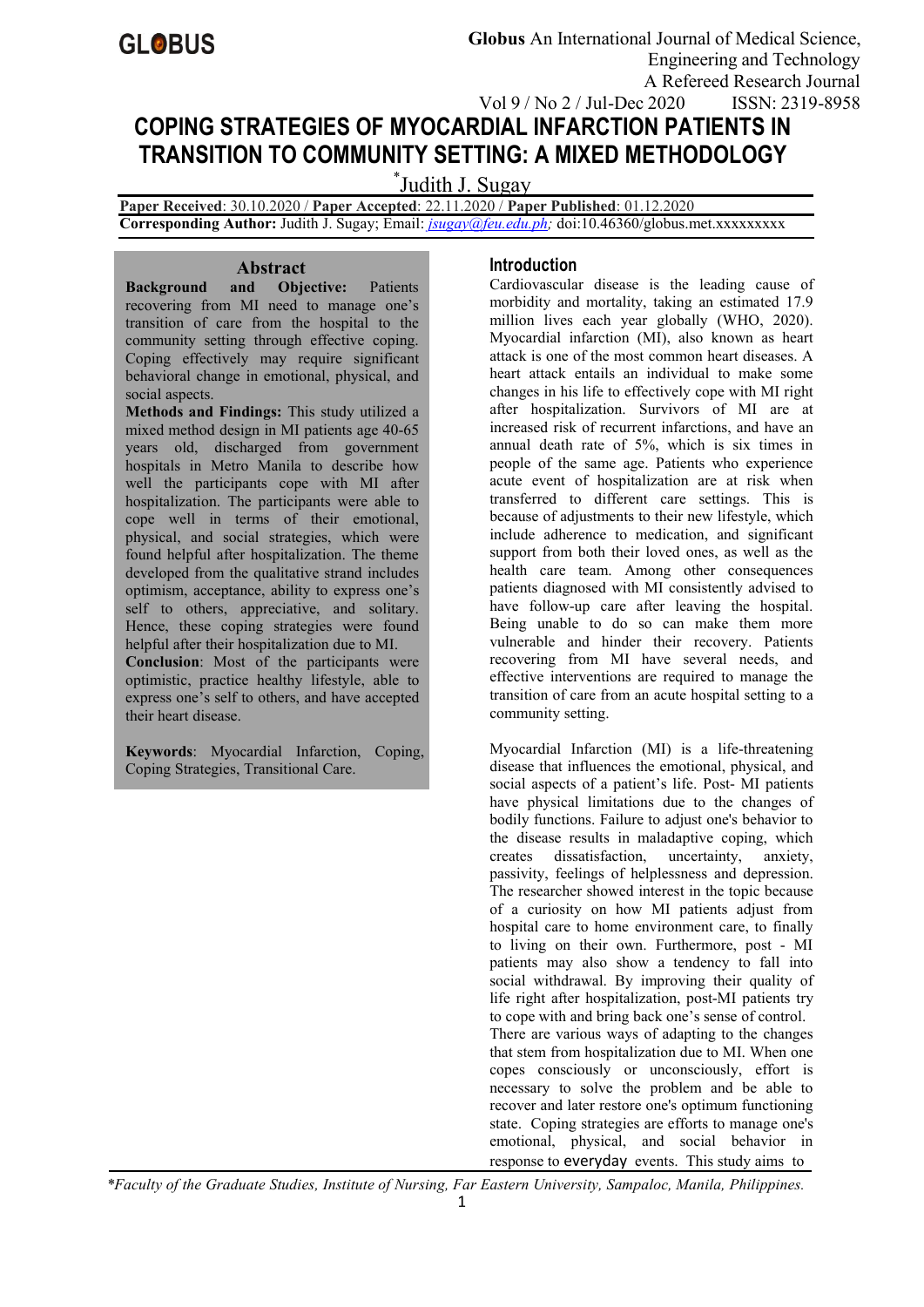# COPING STRATEGIES OF MYOCARDIAL INFARCTION PATIENTS IN TRANSITION TO COMMUNITY SETTING: A MIXED METHODOLOGY

*Judith J. Sugay

**Paper Received**: 30.10.2020 / **Paper Accepted**: 22.11.2020 / **Paper Published**: 01.12.2020
**Corresponding Author:** Judith J. Sugay; Email: *jsugay@feu.edu.ph;* doi:10.46360/globus.met.xxxxxxxxx

## Abstract

**Background and Objective:** Patients recovering from MI need to manage one's transition of care from the hospital to the community setting through effective coping. Coping effectively may require significant behavioral change in emotional, physical, and social aspects.

**Methods and Findings:** This study utilized a mixed method design in MI patients age 40-65 years old, discharged from government hospitals in Metro Manila to describe how well the participants cope with MI after hospitalization. The participants were able to cope well in terms of their emotional, physical, and social strategies, which were found helpful after hospitalization. The theme developed from the qualitative strand includes optimism, acceptance, ability to express one's self to others, appreciative, and solitary. Hence, these coping strategies were found helpful after their hospitalization due to MI.

**Conclusion**: Most of the participants were optimistic, practice healthy lifestyle, able to express one's self to others, and have accepted their heart disease.

**Keywords**: Myocardial Infarction, Coping, Coping Strategies, Transitional Care.

## Introduction

Cardiovascular disease is the leading cause of morbidity and mortality, taking an estimated 17.9 million lives each year globally (WHO, 2020). Myocardial infarction (MI), also known as heart attack is one of the most common heart diseases. A heart attack entails an individual to make some changes in his life to effectively cope with MI right after hospitalization. Survivors of MI are at increased risk of recurrent infarctions, and have an annual death rate of 5%, which is six times in people of the same age. Patients who experience acute event of hospitalization are at risk when transferred to different care settings. This is because of adjustments to their new lifestyle, which include adherence to medication, and significant support from both their loved ones, as well as the health care team. Among other consequences patients diagnosed with MI consistently advised to have follow-up care after leaving the hospital. Being unable to do so can make them more vulnerable and hinder their recovery. Patients recovering from MI have several needs, and effective interventions are required to manage the transition of care from an acute hospital setting to a community setting.

Myocardial Infarction (MI) is a life-threatening disease that influences the emotional, physical, and social aspects of a patient's life. Post- MI patients have physical limitations due to the changes of bodily functions. Failure to adjust one's behavior to the disease results in maladaptive coping, which creates dissatisfaction, uncertainty, anxiety, passivity, feelings of helplessness and depression. The researcher showed interest in the topic because of a curiosity on how MI patients adjust from hospital care to home environment care, to finally to living on their own. Furthermore, post - MI patients may also show a tendency to fall into social withdrawal. By improving their quality of life right after hospitalization, post-MI patients try to cope with and bring back one's sense of control.
There are various ways of adapting to the changes that stem from hospitalization due to MI. When one copes consciously or unconsciously, effort is necessary to solve the problem and be able to recover and later restore one's optimum functioning state. Coping strategies are efforts to manage one's emotional, physical, and social behavior in response to everyday events. This study aims to

*Faculty of the Graduate Studies, Institute of Nursing, Far Eastern University, Sampaloc, Manila, Philippines.*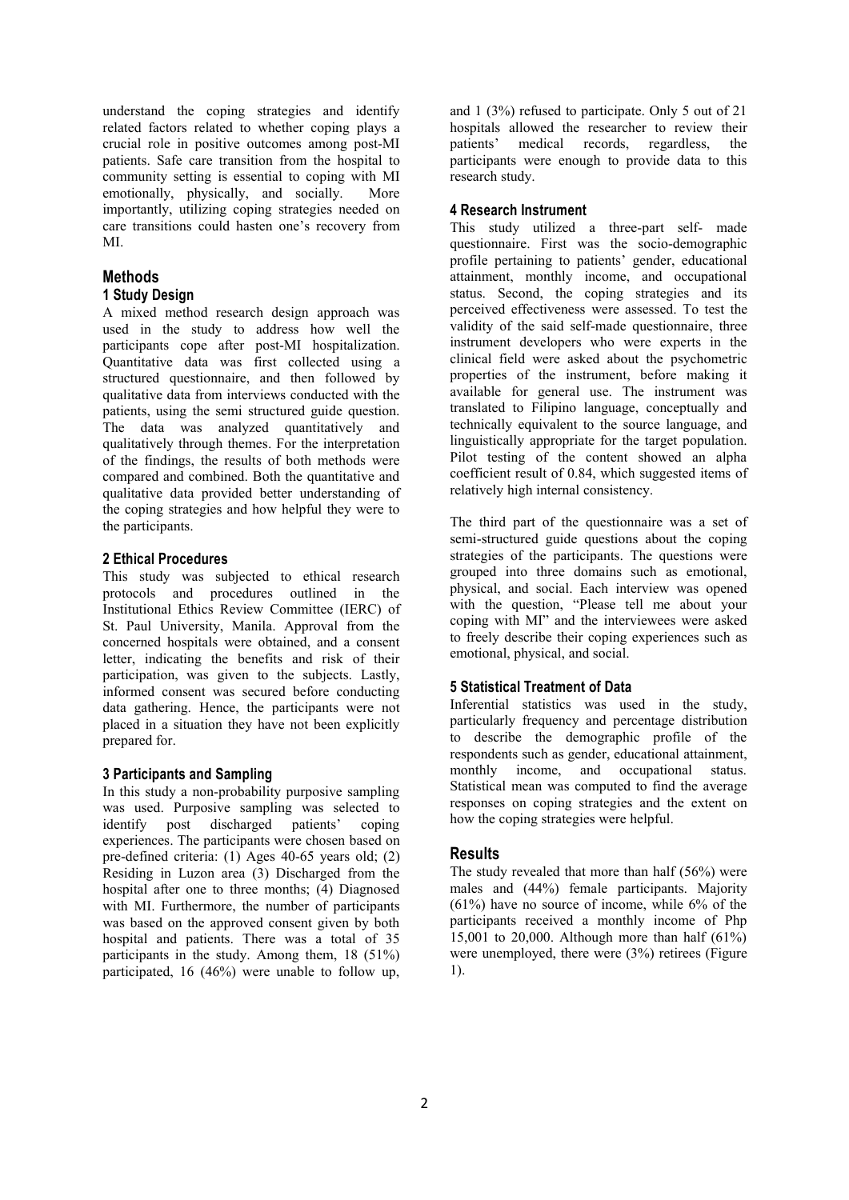understand the coping strategies and identify related factors related to whether coping plays a crucial role in positive outcomes among post-MI patients. Safe care transition from the hospital to community setting is essential to coping with MI emotionally, physically, and socially. More importantly, utilizing coping strategies needed on care transitions could hasten one's recovery from MI.

## Methods

### 1 Study Design

A mixed method research design approach was used in the study to address how well the participants cope after post-MI hospitalization. Quantitative data was first collected using a structured questionnaire, and then followed by qualitative data from interviews conducted with the patients, using the semi structured guide question. The data was analyzed quantitatively and qualitatively through themes. For the interpretation of the findings, the results of both methods were compared and combined. Both the quantitative and qualitative data provided better understanding of the coping strategies and how helpful they were to the participants.

### 2 Ethical Procedures

This study was subjected to ethical research protocols and procedures outlined in the Institutional Ethics Review Committee (IERC) of St. Paul University, Manila. Approval from the concerned hospitals were obtained, and a consent letter, indicating the benefits and risk of their participation, was given to the subjects. Lastly, informed consent was secured before conducting data gathering. Hence, the participants were not placed in a situation they have not been explicitly prepared for.

### 3 Participants and Sampling

In this study a non-probability purposive sampling was used. Purposive sampling was selected to identify post discharged patients' coping experiences. The participants were chosen based on pre-defined criteria: (1) Ages 40-65 years old; (2) Residing in Luzon area (3) Discharged from the hospital after one to three months; (4) Diagnosed with MI. Furthermore, the number of participants was based on the approved consent given by both hospital and patients. There was a total of 35 participants in the study. Among them, 18 (51%) participated, 16 (46%) were unable to follow up, and 1 (3%) refused to participate. Only 5 out of 21 hospitals allowed the researcher to review their patients' medical records, regardless, the participants were enough to provide data to this research study.

### 4 Research Instrument

This study utilized a three-part self- made questionnaire. First was the socio-demographic profile pertaining to patients' gender, educational attainment, monthly income, and occupational status. Second, the coping strategies and its perceived effectiveness were assessed. To test the validity of the said self-made questionnaire, three instrument developers who were experts in the clinical field were asked about the psychometric properties of the instrument, before making it available for general use. The instrument was translated to Filipino language, conceptually and technically equivalent to the source language, and linguistically appropriate for the target population. Pilot testing of the content showed an alpha coefficient result of 0.84, which suggested items of relatively high internal consistency.

The third part of the questionnaire was a set of semi-structured guide questions about the coping strategies of the participants. The questions were grouped into three domains such as emotional, physical, and social. Each interview was opened with the question, "Please tell me about your coping with MI" and the interviewees were asked to freely describe their coping experiences such as emotional, physical, and social.

### 5 Statistical Treatment of Data

Inferential statistics was used in the study, particularly frequency and percentage distribution to describe the demographic profile of the respondents such as gender, educational attainment, monthly income, and occupational status. Statistical mean was computed to find the average responses on coping strategies and the extent on how the coping strategies were helpful.

## Results

The study revealed that more than half (56%) were males and (44%) female participants. Majority (61%) have no source of income, while 6% of the participants received a monthly income of Php 15,001 to 20,000. Although more than half (61%) were unemployed, there were (3%) retirees (Figure 1).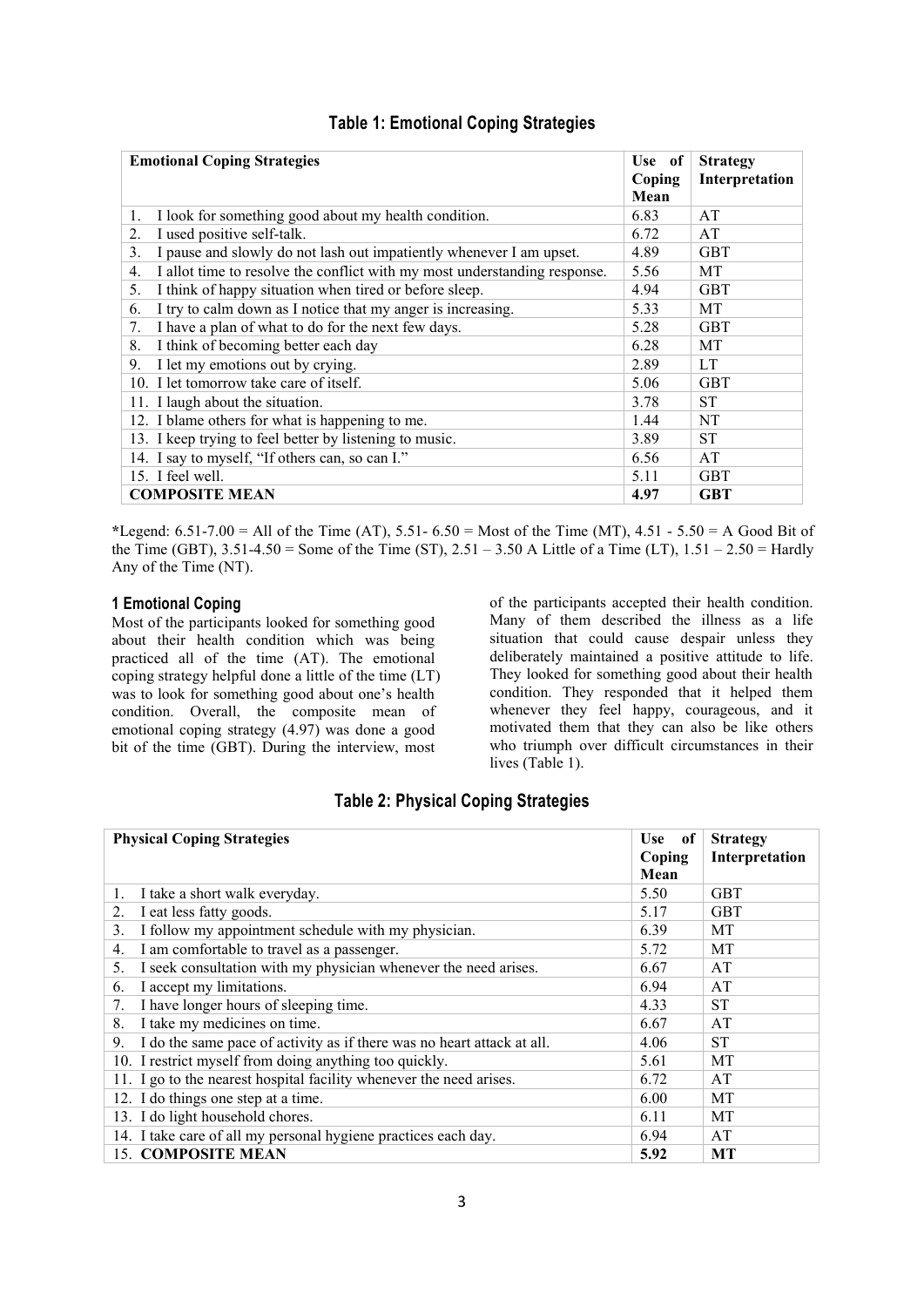## Table 1: Emotional Coping Strategies

| Emotional Coping Strategies | Use of Coping Mean | Strategy Interpretation |
|---|---|---|
| 1. I look for something good about my health condition. | 6.83 | AT |
| 2. I used positive self-talk. | 6.72 | AT |
| 3. I pause and slowly do not lash out impatiently whenever I am upset. | 4.89 | GBT |
| 4. I allot time to resolve the conflict with my most understanding response. | 5.56 | MT |
| 5. I think of happy situation when tired or before sleep. | 4.94 | GBT |
| 6. I try to calm down as I notice that my anger is increasing. | 5.33 | MT |
| 7. I have a plan of what to do for the next few days. | 5.28 | GBT |
| 8. I think of becoming better each day | 6.28 | MT |
| 9. I let my emotions out by crying. | 2.89 | LT |
| 10. I let tomorrow take care of itself. | 5.06 | GBT |
| 11. I laugh about the situation. | 3.78 | ST |
| 12. I blame others for what is happening to me. | 1.44 | NT |
| 13. I keep trying to feel better by listening to music. | 3.89 | ST |
| 14. I say to myself, "If others can, so can I." | 6.56 | AT |
| 15. I feel well. | 5.11 | GBT |
| **COMPOSITE MEAN** | **4.97** | **GBT** |

**\***Legend: 6.51-7.00 = All of the Time (AT), 5.51- 6.50 = Most of the Time (MT), 4.51 - 5.50 = A Good Bit of the Time (GBT), 3.51-4.50 = Some of the Time (ST), 2.51 – 3.50 A Little of a Time (LT), 1.51 – 2.50 = Hardly Any of the Time (NT).

### 1 Emotional Coping

Most of the participants looked for something good about their health condition which was being practiced all of the time (AT). The emotional coping strategy helpful done a little of the time (LT) was to look for something good about one's health condition. Overall, the composite mean of emotional coping strategy (4.97) was done a good bit of the time (GBT). During the interview, most of the participants accepted their health condition. Many of them described the illness as a life situation that could cause despair unless they deliberately maintained a positive attitude to life. They looked for something good about their health condition. They responded that it helped them whenever they feel happy, courageous, and it motivated them that they can also be like others who triumph over difficult circumstances in their lives (Table 1).

## Table 2: Physical Coping Strategies

| Physical Coping Strategies | Use of Coping Mean | Strategy Interpretation |
|---|---|---|
| 1. I take a short walk everyday. | 5.50 | GBT |
| 2. I eat less fatty goods. | 5.17 | GBT |
| 3. I follow my appointment schedule with my physician. | 6.39 | MT |
| 4. I am comfortable to travel as a passenger. | 5.72 | MT |
| 5. I seek consultation with my physician whenever the need arises. | 6.67 | AT |
| 6. I accept my limitations. | 6.94 | AT |
| 7. I have longer hours of sleeping time. | 4.33 | ST |
| 8. I take my medicines on time. | 6.67 | AT |
| 9. I do the same pace of activity as if there was no heart attack at all. | 4.06 | ST |
| 10. I restrict myself from doing anything too quickly. | 5.61 | MT |
| 11. I go to the nearest hospital facility whenever the need arises. | 6.72 | AT |
| 12. I do things one step at a time. | 6.00 | MT |
| 13. I do light household chores. | 6.11 | MT |
| 14. I take care of all my personal hygiene practices each day. | 6.94 | AT |
| 15. **COMPOSITE MEAN** | **5.92** | **MT** |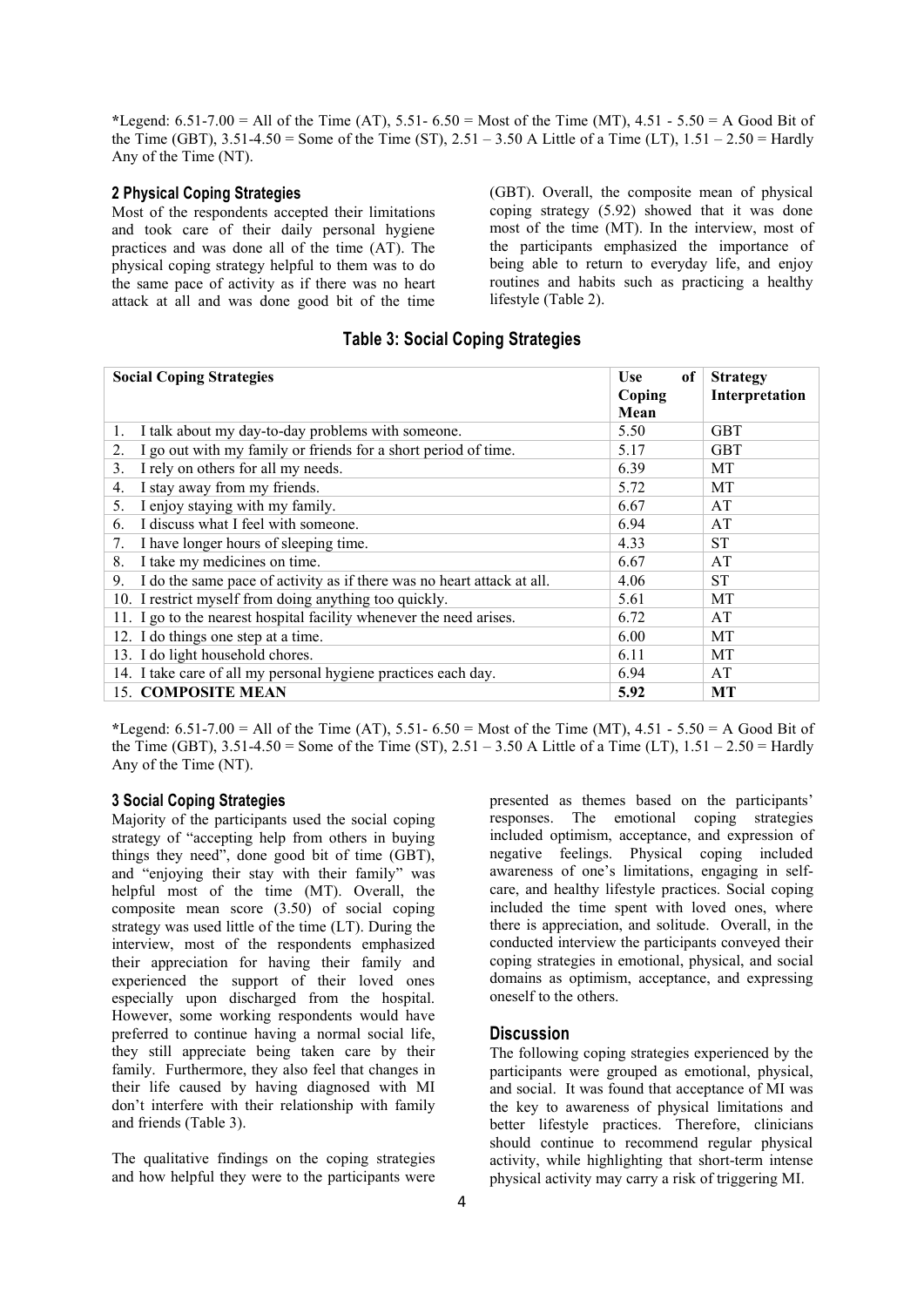*Legend: 6.51-7.00 = All of the Time (AT), 5.51- 6.50 = Most of the Time (MT), 4.51 - 5.50 = A Good Bit of the Time (GBT), 3.51-4.50 = Some of the Time (ST), 2.51 – 3.50 A Little of a Time (LT), 1.51 – 2.50 = Hardly Any of the Time (NT).

## 2 Physical Coping Strategies

Most of the respondents accepted their limitations and took care of their daily personal hygiene practices and was done all of the time (AT). The physical coping strategy helpful to them was to do the same pace of activity as if there was no heart attack at all and was done good bit of the time (GBT). Overall, the composite mean of physical coping strategy (5.92) showed that it was done most of the time (MT). In the interview, most of the participants emphasized the importance of being able to return to everyday life, and enjoy routines and habits such as practicing a healthy lifestyle (Table 2).

**Table 3: Social Coping Strategies**

| Social Coping Strategies | Use of Coping Mean | Strategy Interpretation |
|---|---|---|
| 1. I talk about my day-to-day problems with someone. | 5.50 | GBT |
| 2. I go out with my family or friends for a short period of time. | 5.17 | GBT |
| 3. I rely on others for all my needs. | 6.39 | MT |
| 4. I stay away from my friends. | 5.72 | MT |
| 5. I enjoy staying with my family. | 6.67 | AT |
| 6. I discuss what I feel with someone. | 6.94 | AT |
| 7. I have longer hours of sleeping time. | 4.33 | ST |
| 8. I take my medicines on time. | 6.67 | AT |
| 9. I do the same pace of activity as if there was no heart attack at all. | 4.06 | ST |
| 10. I restrict myself from doing anything too quickly. | 5.61 | MT |
| 11. I go to the nearest hospital facility whenever the need arises. | 6.72 | AT |
| 12. I do things one step at a time. | 6.00 | MT |
| 13. I do light household chores. | 6.11 | MT |
| 14. I take care of all my personal hygiene practices each day. | 6.94 | AT |
| 15. **COMPOSITE MEAN** | **5.92** | **MT** |

*Legend: 6.51-7.00 = All of the Time (AT), 5.51- 6.50 = Most of the Time (MT), 4.51 - 5.50 = A Good Bit of the Time (GBT), 3.51-4.50 = Some of the Time (ST), 2.51 – 3.50 A Little of a Time (LT), 1.51 – 2.50 = Hardly Any of the Time (NT).

## 3 Social Coping Strategies

Majority of the participants used the social coping strategy of "accepting help from others in buying things they need", done good bit of time (GBT), and "enjoying their stay with their family" was helpful most of the time (MT). Overall, the composite mean score (3.50) of social coping strategy was used little of the time (LT). During the interview, most of the respondents emphasized their appreciation for having their family and experienced the support of their loved ones especially upon discharged from the hospital. However, some working respondents would have preferred to continue having a normal social life, they still appreciate being taken care by their family. Furthermore, they also feel that changes in their life caused by having diagnosed with MI don't interfere with their relationship with family and friends (Table 3).

The qualitative findings on the coping strategies and how helpful they were to the participants were presented as themes based on the participants' responses. The emotional coping strategies included optimism, acceptance, and expression of negative feelings. Physical coping included awareness of one's limitations, engaging in self-care, and healthy lifestyle practices. Social coping included the time spent with loved ones, where there is appreciation, and solitude. Overall, in the conducted interview the participants conveyed their coping strategies in emotional, physical, and social domains as optimism, acceptance, and expressing oneself to the others.

## Discussion

The following coping strategies experienced by the participants were grouped as emotional, physical, and social. It was found that acceptance of MI was the key to awareness of physical limitations and better lifestyle practices. Therefore, clinicians should continue to recommend regular physical activity, while highlighting that short-term intense physical activity may carry a risk of triggering MI.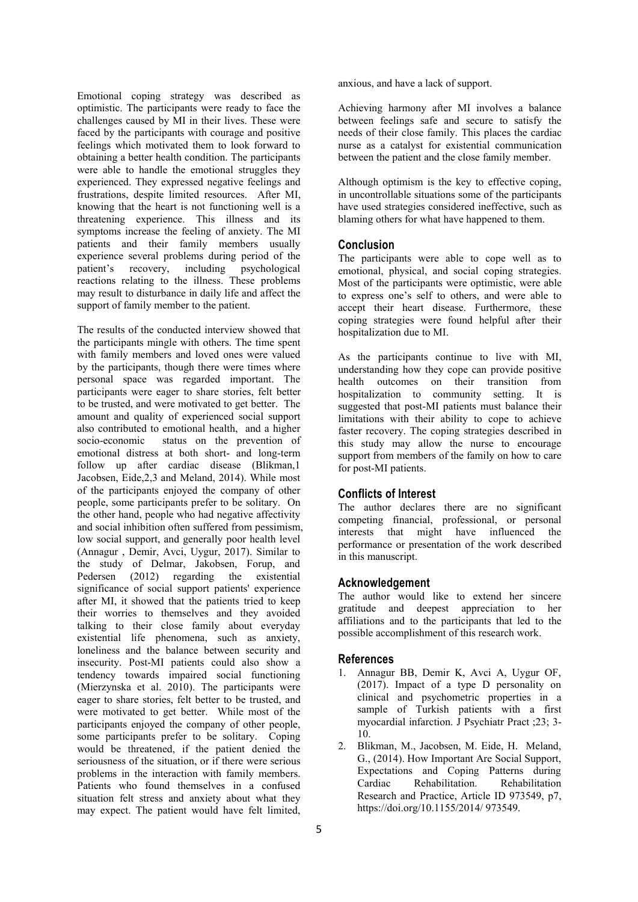Emotional coping strategy was described as optimistic. The participants were ready to face the challenges caused by MI in their lives. These were faced by the participants with courage and positive feelings which motivated them to look forward to obtaining a better health condition. The participants were able to handle the emotional struggles they experienced. They expressed negative feelings and frustrations, despite limited resources. After MI, knowing that the heart is not functioning well is a threatening experience. This illness and its symptoms increase the feeling of anxiety. The MI patients and their family members usually experience several problems during period of the patient's recovery, including psychological reactions relating to the illness. These problems may result to disturbance in daily life and affect the support of family member to the patient.

The results of the conducted interview showed that the participants mingle with others. The time spent with family members and loved ones were valued by the participants, though there were times where personal space was regarded important. The participants were eager to share stories, felt better to be trusted, and were motivated to get better. The amount and quality of experienced social support also contributed to emotional health, and a higher socio-economic status on the prevention of emotional distress at both short- and long-term follow up after cardiac disease (Blikman,1 Jacobsen, Eide,2,3 and Meland, 2014). While most of the participants enjoyed the company of other people, some participants prefer to be solitary. On the other hand, people who had negative affectivity and social inhibition often suffered from pessimism, low social support, and generally poor health level (Annagur , Demir, Avci, Uygur, 2017). Similar to the study of Delmar, Jakobsen, Forup, and Pedersen (2012) regarding the existential significance of social support patients' experience after MI, it showed that the patients tried to keep their worries to themselves and they avoided talking to their close family about everyday existential life phenomena, such as anxiety, loneliness and the balance between security and insecurity. Post-MI patients could also show a tendency towards impaired social functioning (Mierzynska et al. 2010). The participants were eager to share stories, felt better to be trusted, and were motivated to get better. While most of the participants enjoyed the company of other people, some participants prefer to be solitary. Coping would be threatened, if the patient denied the seriousness of the situation, or if there were serious problems in the interaction with family members. Patients who found themselves in a confused situation felt stress and anxiety about what they may expect. The patient would have felt limited, anxious, and have a lack of support.

Achieving harmony after MI involves a balance between feelings safe and secure to satisfy the needs of their close family. This places the cardiac nurse as a catalyst for existential communication between the patient and the close family member.

Although optimism is the key to effective coping, in uncontrollable situations some of the participants have used strategies considered ineffective, such as blaming others for what have happened to them.

## Conclusion

The participants were able to cope well as to emotional, physical, and social coping strategies. Most of the participants were optimistic, were able to express one's self to others, and were able to accept their heart disease. Furthermore, these coping strategies were found helpful after their hospitalization due to MI.

As the participants continue to live with MI, understanding how they cope can provide positive health outcomes on their transition from hospitalization to community setting. It is suggested that post-MI patients must balance their limitations with their ability to cope to achieve faster recovery. The coping strategies described in this study may allow the nurse to encourage support from members of the family on how to care for post-MI patients.

## Conflicts of Interest

The author declares there are no significant competing financial, professional, or personal interests that might have influenced the performance or presentation of the work described in this manuscript.

## Acknowledgement

The author would like to extend her sincere gratitude and deepest appreciation to her affiliations and to the participants that led to the possible accomplishment of this research work.

## References

1. Annagur BB, Demir K, Avci A, Uygur OF, (2017). Impact of a type D personality on clinical and psychometric properties in a sample of Turkish patients with a first myocardial infarction. J Psychiatr Pract ;23; 3-10.
2. Blikman, M., Jacobsen, M. Eide, H. Meland, G., (2014). How Important Are Social Support, Expectations and Coping Patterns during Cardiac Rehabilitation. Rehabilitation Research and Practice, Article ID 973549, p7, https://doi.org/10.1155/2014/ 973549.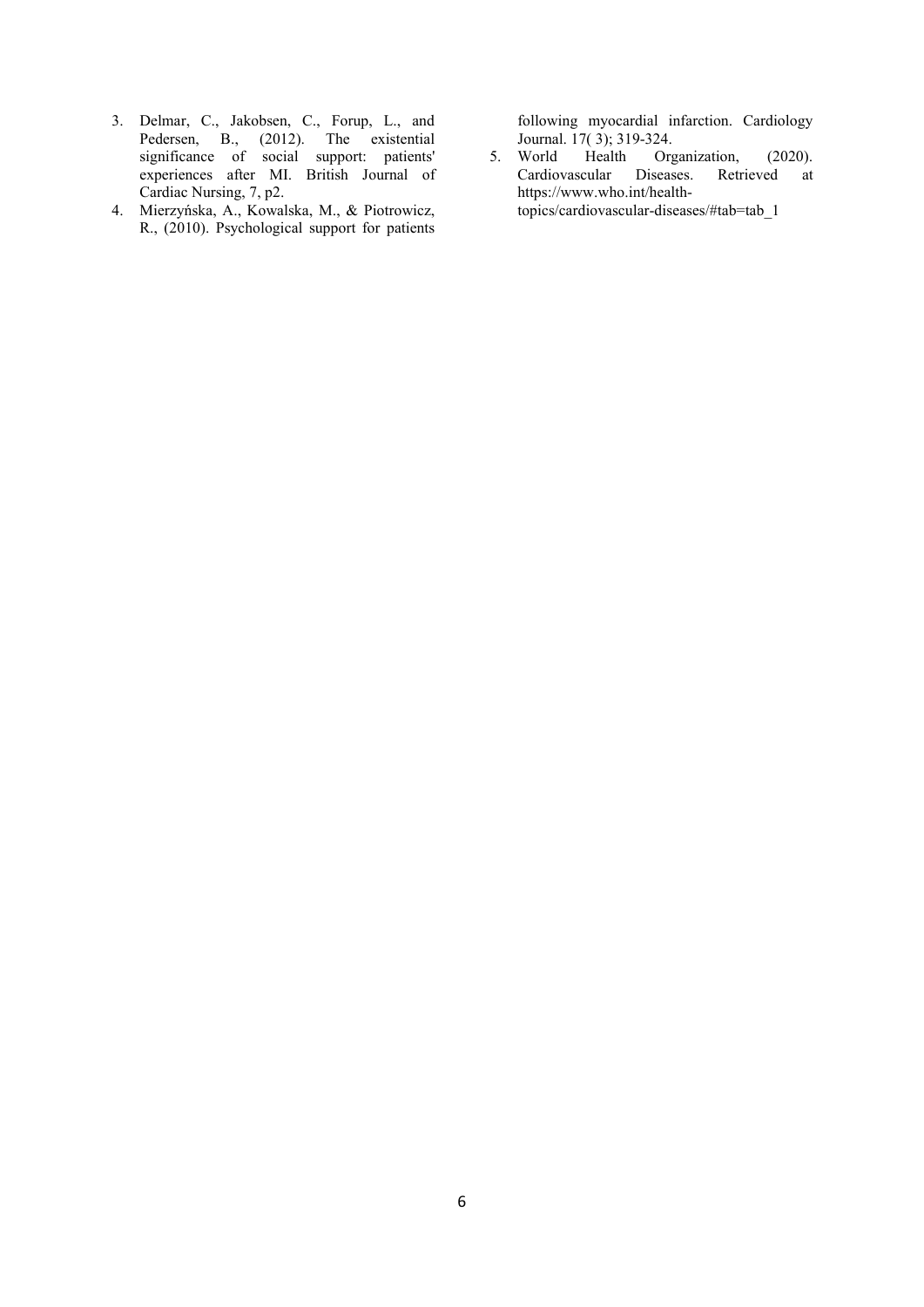3. Delmar, C., Jakobsen, C., Forup, L., and Pedersen, B., (2012). The existential significance of social support: patients' experiences after MI. British Journal of Cardiac Nursing, 7, p2.
4. Mierzyńska, A., Kowalska, M., & Piotrowicz, R., (2010). Psychological support for patients following myocardial infarction. Cardiology Journal. 17( 3); 319-324.
5. World Health Organization, (2020). Cardiovascular Diseases. Retrieved at https://www.who.int/health-topics/cardiovascular-diseases/#tab=tab_1